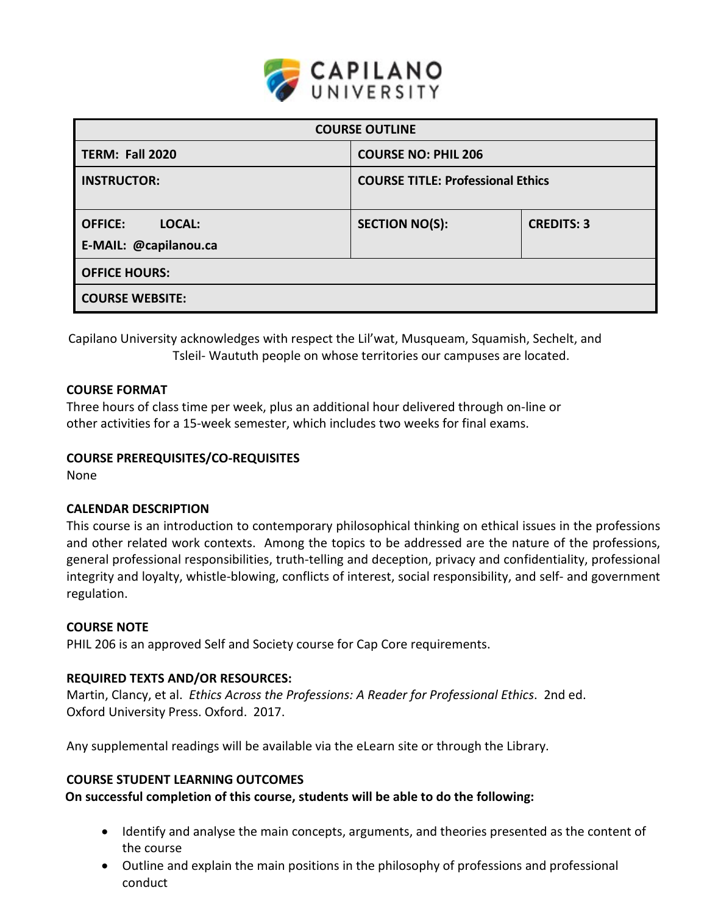CAPILANO UNIVERSITY

| COURSE OUTLINE | | |
|---|---|---|
| **TERM: Fall 2020** | **COURSE NO: PHIL 206** | |
| **INSTRUCTOR:** | **COURSE TITLE: Professional Ethics** | |
| **OFFICE: LOCAL:** <br> **E-MAIL: @capilanou.ca** | **SECTION NO(S):** | **CREDITS: 3** |
| **OFFICE HOURS:** | | |
| **COURSE WEBSITE:** | | |

Capilano University acknowledges with respect the Lil'wat, Musqueam, Squamish, Sechelt, and Tsleil- Waututh people on whose territories our campuses are located.

**COURSE FORMAT**

Three hours of class time per week, plus an additional hour delivered through on-line or other activities for a 15-week semester, which includes two weeks for final exams.

**COURSE PREREQUISITES/CO-REQUISITES**

None

**CALENDAR DESCRIPTION**

This course is an introduction to contemporary philosophical thinking on ethical issues in the professions and other related work contexts. Among the topics to be addressed are the nature of the professions, general professional responsibilities, truth-telling and deception, privacy and confidentiality, professional integrity and loyalty, whistle-blowing, conflicts of interest, social responsibility, and self- and government regulation.

**COURSE NOTE**

PHIL 206 is an approved Self and Society course for Cap Core requirements.

**REQUIRED TEXTS AND/OR RESOURCES:**

Martin, Clancy, et al. *Ethics Across the Professions: A Reader for Professional Ethics*. 2nd ed. Oxford University Press. Oxford. 2017.

Any supplemental readings will be available via the eLearn site or through the Library.

**COURSE STUDENT LEARNING OUTCOMES**

**On successful completion of this course, students will be able to do the following:**

- Identify and analyse the main concepts, arguments, and theories presented as the content of the course
- Outline and explain the main positions in the philosophy of professions and professional conduct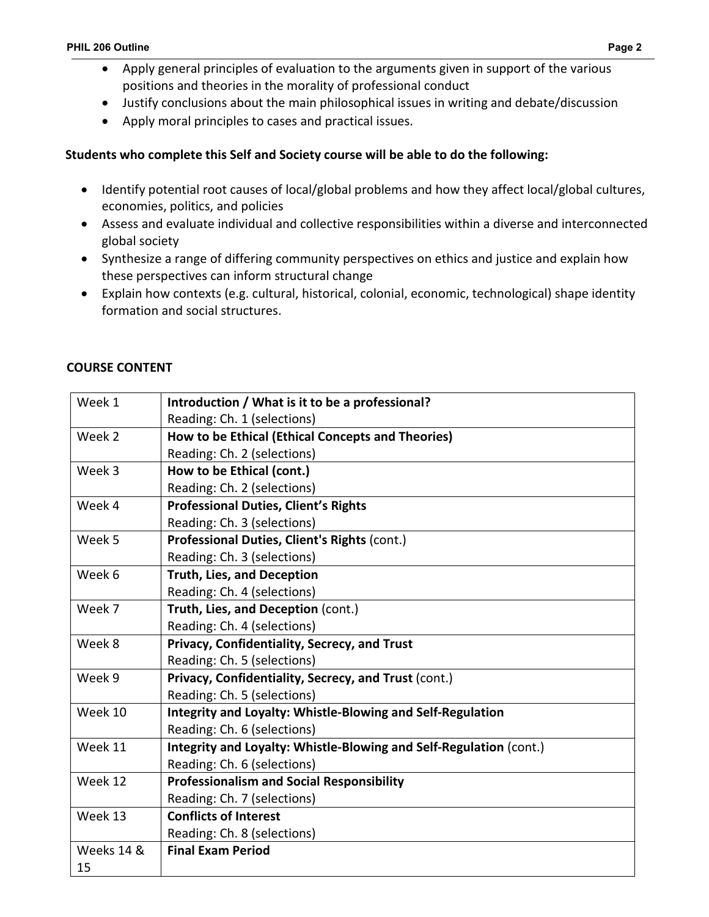- Apply general principles of evaluation to the arguments given in support of the various positions and theories in the morality of professional conduct
- Justify conclusions about the main philosophical issues in writing and debate/discussion
- Apply moral principles to cases and practical issues.

**Students who complete this Self and Society course will be able to do the following:**

- Identify potential root causes of local/global problems and how they affect local/global cultures, economies, politics, and policies
- Assess and evaluate individual and collective responsibilities within a diverse and interconnected global society
- Synthesize a range of differing community perspectives on ethics and justice and explain how these perspectives can inform structural change
- Explain how contexts (e.g. cultural, historical, colonial, economic, technological) shape identity formation and social structures.

## COURSE CONTENT

| Week | Topic |
|---|---|
| Week 1 | **Introduction / What is it to be a professional?**<br>Reading: Ch. 1 (selections) |
| Week 2 | **How to be Ethical (Ethical Concepts and Theories)**<br>Reading: Ch. 2 (selections) |
| Week 3 | **How to be Ethical (cont.)**<br>Reading: Ch. 2 (selections) |
| Week 4 | **Professional Duties, Client's Rights**<br>Reading: Ch. 3 (selections) |
| Week 5 | **Professional Duties, Client's Rights** (cont.)<br>Reading: Ch. 3 (selections) |
| Week 6 | **Truth, Lies, and Deception**<br>Reading: Ch. 4 (selections) |
| Week 7 | **Truth, Lies, and Deception** (cont.)<br>Reading: Ch. 4 (selections) |
| Week 8 | **Privacy, Confidentiality, Secrecy, and Trust**<br>Reading: Ch. 5 (selections) |
| Week 9 | **Privacy, Confidentiality, Secrecy, and Trust** (cont.)<br>Reading: Ch. 5 (selections) |
| Week 10 | **Integrity and Loyalty: Whistle-Blowing and Self-Regulation**<br>Reading: Ch. 6 (selections) |
| Week 11 | **Integrity and Loyalty: Whistle-Blowing and Self-Regulation** (cont.)<br>Reading: Ch. 6 (selections) |
| Week 12 | **Professionalism and Social Responsibility**<br>Reading: Ch. 7 (selections) |
| Week 13 | **Conflicts of Interest**<br>Reading: Ch. 8 (selections) |
| Weeks 14 & 15 | **Final Exam Period** |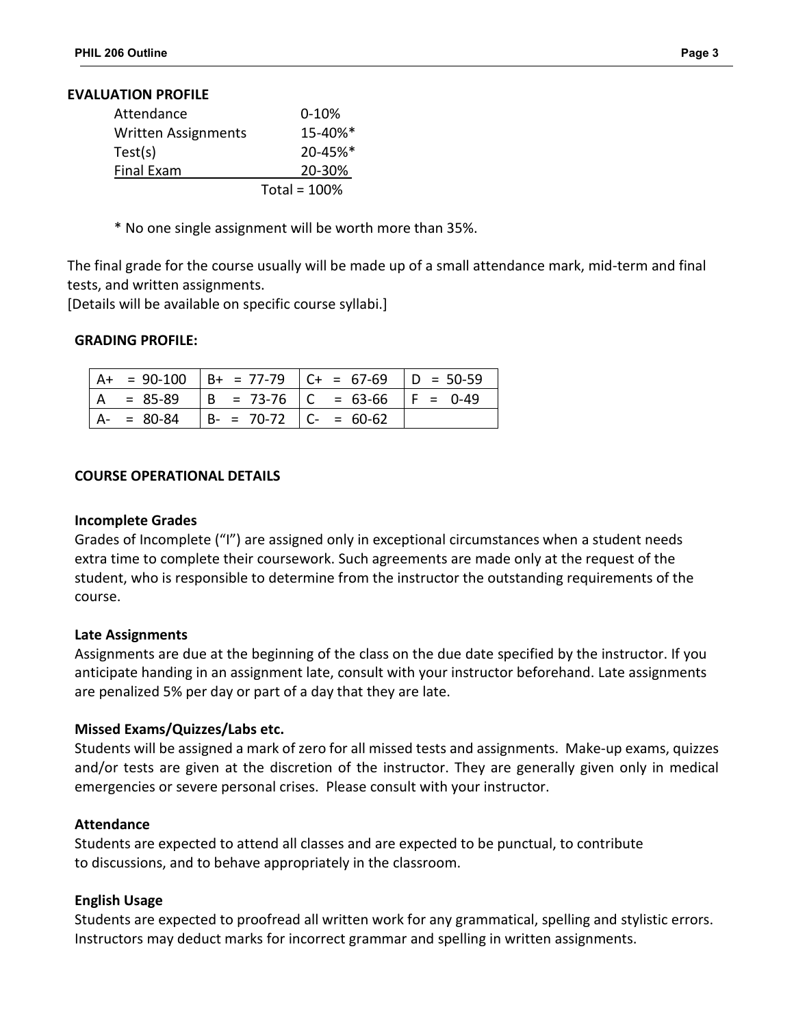## EVALUATION PROFILE

| | |
|---|---|
| Attendance | 0-10% |
| Written Assignments | 15-40%* |
| Test(s) | 20-45%* |
| Final Exam | 20-30% |
| | Total = 100% |

\* No one single assignment will be worth more than 35%.

The final grade for the course usually will be made up of a small attendance mark, mid-term and final tests, and written assignments.
[Details will be available on specific course syllabi.]

## GRADING PROFILE:

| | | | |
|---|---|---|---|
| A+ = 90-100 | B+ = 77-79 | C+ = 67-69 | D = 50-59 |
| A = 85-89 | B = 73-76 | C = 63-66 | F = 0-49 |
| A- = 80-84 | B- = 70-72 | C- = 60-62 | |

## COURSE OPERATIONAL DETAILS

### Incomplete Grades

Grades of Incomplete ("I") are assigned only in exceptional circumstances when a student needs extra time to complete their coursework. Such agreements are made only at the request of the student, who is responsible to determine from the instructor the outstanding requirements of the course.

### Late Assignments

Assignments are due at the beginning of the class on the due date specified by the instructor. If you anticipate handing in an assignment late, consult with your instructor beforehand. Late assignments are penalized 5% per day or part of a day that they are late.

### Missed Exams/Quizzes/Labs etc.

Students will be assigned a mark of zero for all missed tests and assignments. Make-up exams, quizzes and/or tests are given at the discretion of the instructor. They are generally given only in medical emergencies or severe personal crises. Please consult with your instructor.

### Attendance

Students are expected to attend all classes and are expected to be punctual, to contribute to discussions, and to behave appropriately in the classroom.

### English Usage

Students are expected to proofread all written work for any grammatical, spelling and stylistic errors. Instructors may deduct marks for incorrect grammar and spelling in written assignments.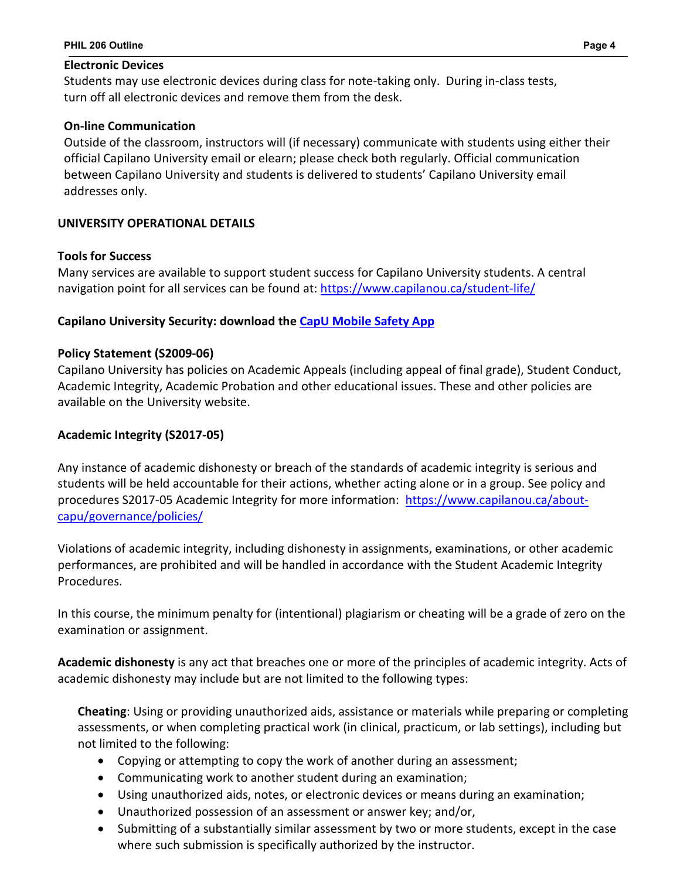### Electronic Devices

Students may use electronic devices during class for note-taking only. During in-class tests, turn off all electronic devices and remove them from the desk.

### On-line Communication

Outside of the classroom, instructors will (if necessary) communicate with students using either their official Capilano University email or elearn; please check both regularly. Official communication between Capilano University and students is delivered to students' Capilano University email addresses only.

## UNIVERSITY OPERATIONAL DETAILS

### Tools for Success

Many services are available to support student success for Capilano University students. A central navigation point for all services can be found at: [https://www.capilanou.ca/student-life/](https://www.capilanou.ca/student-life/)

### Capilano University Security: download the CapU Mobile Safety App

### Policy Statement (S2009-06)

Capilano University has policies on Academic Appeals (including appeal of final grade), Student Conduct, Academic Integrity, Academic Probation and other educational issues. These and other policies are available on the University website.

### Academic Integrity (S2017-05)

Any instance of academic dishonesty or breach of the standards of academic integrity is serious and students will be held accountable for their actions, whether acting alone or in a group. See policy and procedures S2017-05 Academic Integrity for more information: [https://www.capilanou.ca/about-capu/governance/policies/](https://www.capilanou.ca/about-capu/governance/policies/)

Violations of academic integrity, including dishonesty in assignments, examinations, or other academic performances, are prohibited and will be handled in accordance with the Student Academic Integrity Procedures.

In this course, the minimum penalty for (intentional) plagiarism or cheating will be a grade of zero on the examination or assignment.

**Academic dishonesty** is any act that breaches one or more of the principles of academic integrity. Acts of academic dishonesty may include but are not limited to the following types:

**Cheating**: Using or providing unauthorized aids, assistance or materials while preparing or completing assessments, or when completing practical work (in clinical, practicum, or lab settings), including but not limited to the following:

- Copying or attempting to copy the work of another during an assessment;
- Communicating work to another student during an examination;
- Using unauthorized aids, notes, or electronic devices or means during an examination;
- Unauthorized possession of an assessment or answer key; and/or,
- Submitting of a substantially similar assessment by two or more students, except in the case where such submission is specifically authorized by the instructor.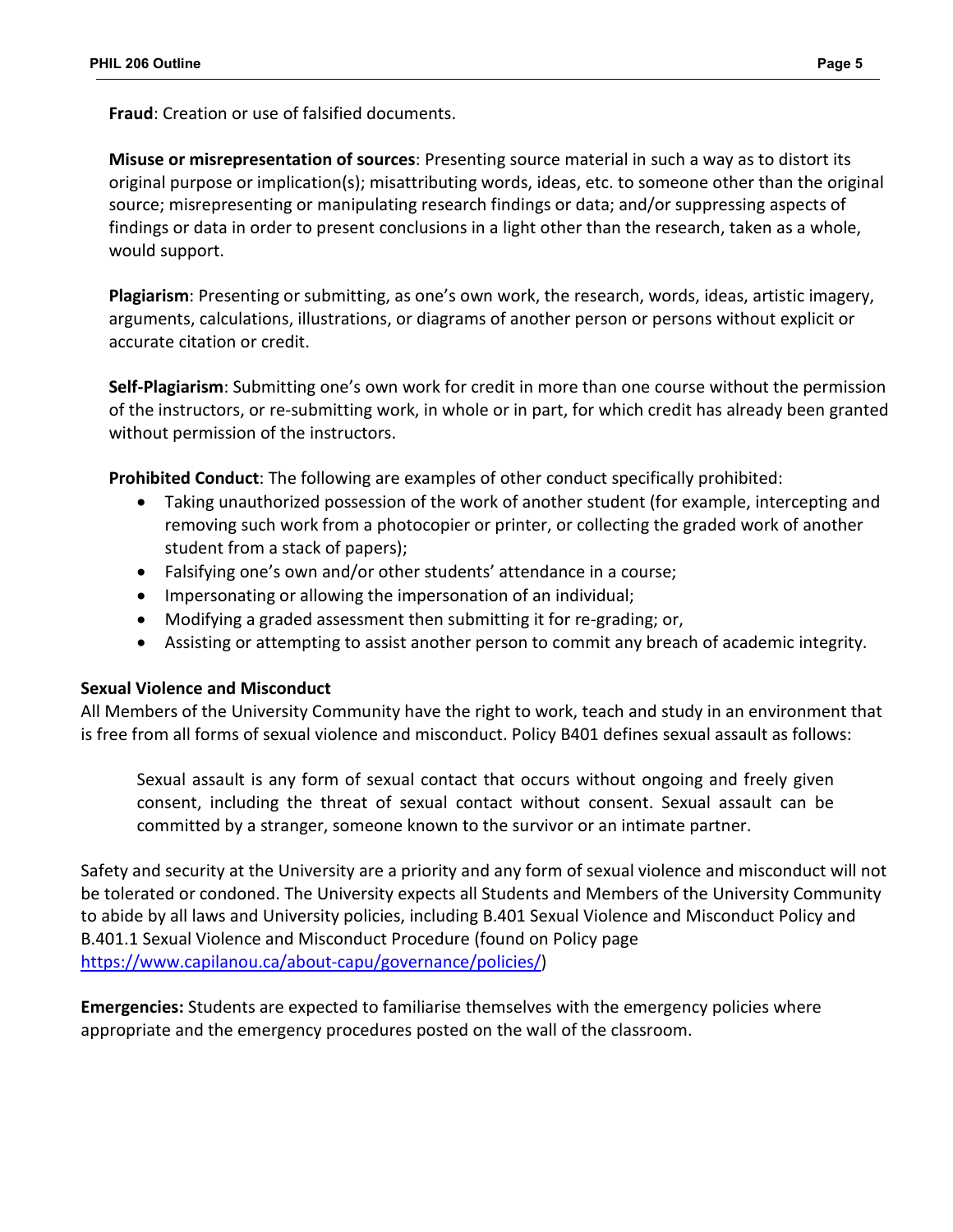**Fraud**: Creation or use of falsified documents.

**Misuse or misrepresentation of sources**: Presenting source material in such a way as to distort its original purpose or implication(s); misattributing words, ideas, etc. to someone other than the original source; misrepresenting or manipulating research findings or data; and/or suppressing aspects of findings or data in order to present conclusions in a light other than the research, taken as a whole, would support.

**Plagiarism**: Presenting or submitting, as one's own work, the research, words, ideas, artistic imagery, arguments, calculations, illustrations, or diagrams of another person or persons without explicit or accurate citation or credit.

**Self-Plagiarism**: Submitting one's own work for credit in more than one course without the permission of the instructors, or re-submitting work, in whole or in part, for which credit has already been granted without permission of the instructors.

**Prohibited Conduct**: The following are examples of other conduct specifically prohibited:

- Taking unauthorized possession of the work of another student (for example, intercepting and removing such work from a photocopier or printer, or collecting the graded work of another student from a stack of papers);
- Falsifying one's own and/or other students' attendance in a course;
- Impersonating or allowing the impersonation of an individual;
- Modifying a graded assessment then submitting it for re-grading; or,
- Assisting or attempting to assist another person to commit any breach of academic integrity.

**Sexual Violence and Misconduct**

All Members of the University Community have the right to work, teach and study in an environment that is free from all forms of sexual violence and misconduct. Policy B401 defines sexual assault as follows:

> Sexual assault is any form of sexual contact that occurs without ongoing and freely given consent, including the threat of sexual contact without consent. Sexual assault can be committed by a stranger, someone known to the survivor or an intimate partner.

Safety and security at the University are a priority and any form of sexual violence and misconduct will not be tolerated or condoned. The University expects all Students and Members of the University Community to abide by all laws and University policies, including B.401 Sexual Violence and Misconduct Policy and B.401.1 Sexual Violence and Misconduct Procedure (found on Policy page https://www.capilanou.ca/about-capu/governance/policies/)

**Emergencies:** Students are expected to familiarise themselves with the emergency policies where appropriate and the emergency procedures posted on the wall of the classroom.